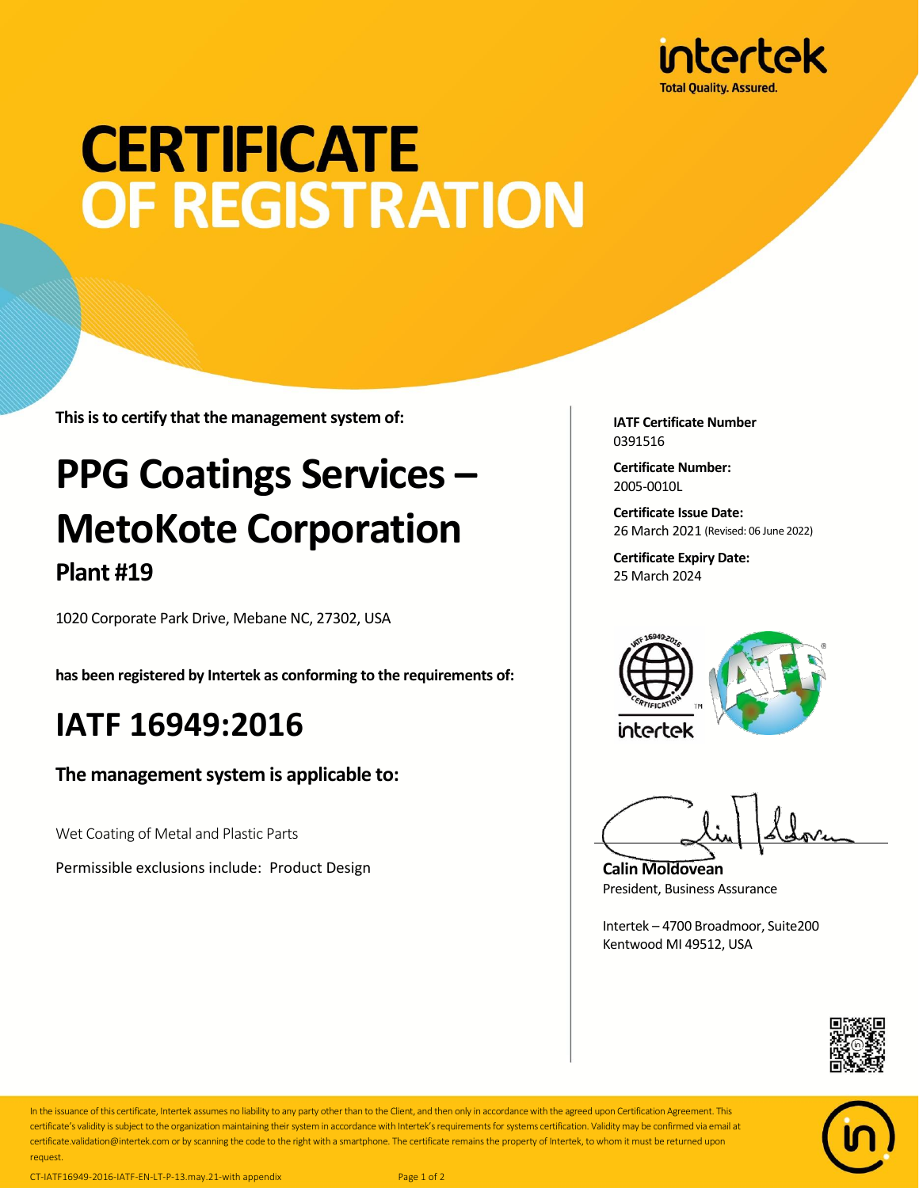intertek
Total Quality. Assured.

# CERTIFICATE OF REGISTRATION

**This is to certify that the management system of:**

# PPG Coatings Services – MetoKote Corporation

## Plant #19

1020 Corporate Park Drive, Mebane NC, 27302, USA

**has been registered by Intertek as conforming to the requirements of:**

# IATF 16949:2016

### The management system is applicable to:

Wet Coating of Metal and Plastic Parts

Permissible exclusions include: Product Design

**IATF Certificate Number**
0391516

**Certificate Number:**
2005-0010L

**Certificate Issue Date:**
26 March 2021 (Revised: 06 June 2022)

**Certificate Expiry Date:**
25 March 2024

**Calin Moldovean**
President, Business Assurance

Intertek – 4700 Broadmoor, Suite200
Kentwood MI 49512, USA

In the issuance of this certificate, Intertek assumes no liability to any party other than to the Client, and then only in accordance with the agreed upon Certification Agreement. This certificate's validity is subject to the organization maintaining their system in accordance with Intertek's requirements for systems certification. Validity may be confirmed via email at certificate.validation@intertek.com or by scanning the code to the right with a smartphone. The certificate remains the property of Intertek, to whom it must be returned upon request.

CT-IATF16949-2016-IATF-EN-LT-P-13.may.21-with appendix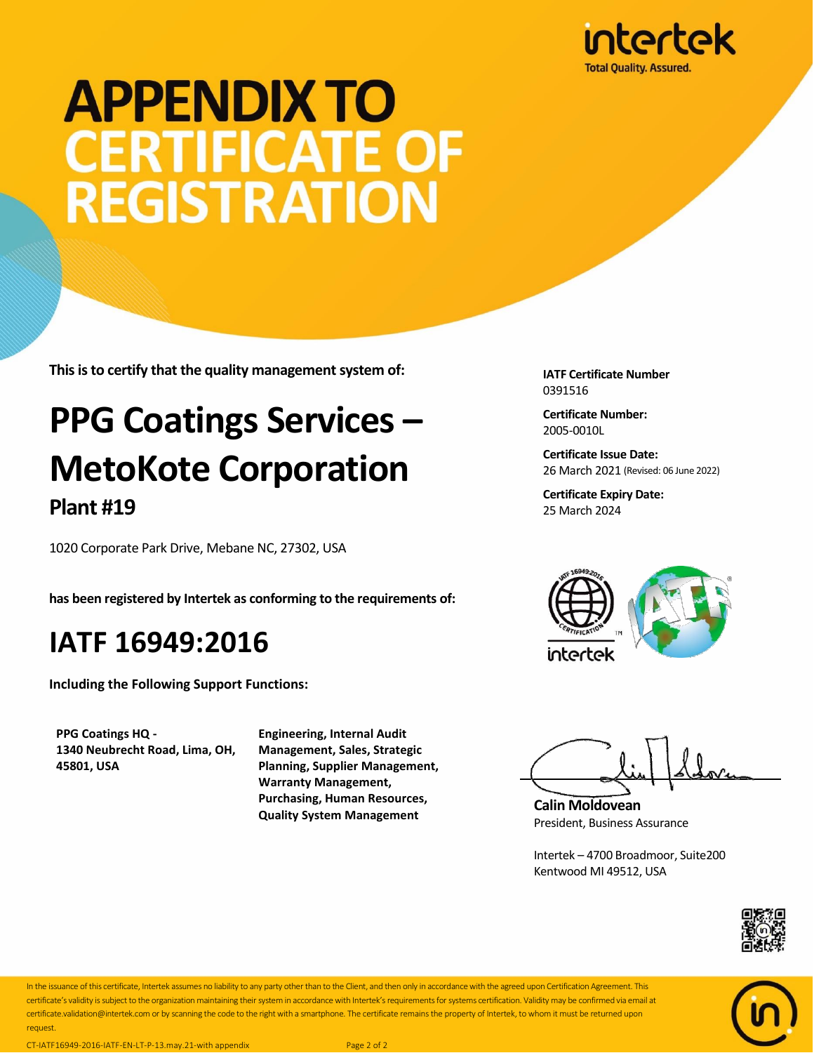# APPENDIX TO CERTIFICATE OF REGISTRATION

**This is to certify that the quality management system of:**

## PPG Coatings Services – MetoKote Corporation

### Plant #19

1020 Corporate Park Drive, Mebane NC, 27302, USA

**has been registered by Intertek as conforming to the requirements of:**

## IATF 16949:2016

**Including the Following Support Functions:**

| | |
|---|---|
| **PPG Coatings HQ - 1340 Neubrecht Road, Lima, OH, 45801, USA** | **Engineering, Internal Audit Management, Sales, Strategic Planning, Supplier Management, Warranty Management, Purchasing, Human Resources, Quality System Management** |

**IATF Certificate Number**
0391516

**Certificate Number:**
2005-0010L

**Certificate Issue Date:**
26 March 2021 (Revised: 06 June 2022)

**Certificate Expiry Date:**
25 March 2024

**Calin Moldovean**
President, Business Assurance

Intertek – 4700 Broadmoor, Suite200
Kentwood MI 49512, USA

In the issuance of this certificate, Intertek assumes no liability to any party other than to the Client, and then only in accordance with the agreed upon Certification Agreement. This certificate's validity is subject to the organization maintaining their system in accordance with Intertek's requirements for systems certification. Validity may be confirmed via email at certificate.validation@intertek.com or by scanning the code to the right with a smartphone. The certificate remains the property of Intertek, to whom it must be returned upon request.

CT-IATF16949-2016-IATF-EN-LT-P-13.may.21-with appendix